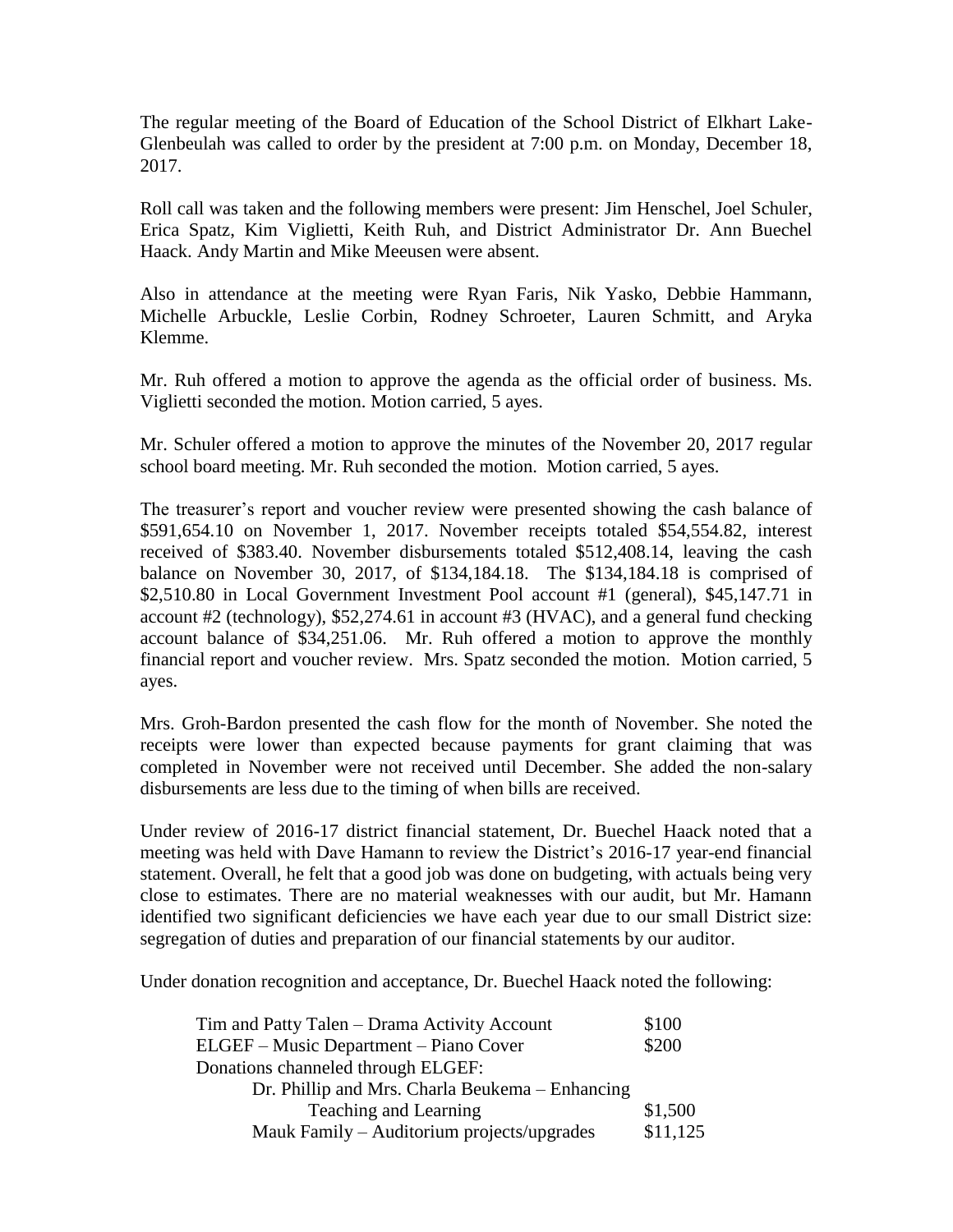The regular meeting of the Board of Education of the School District of Elkhart Lake-Glenbeulah was called to order by the president at 7:00 p.m. on Monday, December 18, 2017.

Roll call was taken and the following members were present: Jim Henschel, Joel Schuler, Erica Spatz, Kim Viglietti, Keith Ruh, and District Administrator Dr. Ann Buechel Haack. Andy Martin and Mike Meeusen were absent.

Also in attendance at the meeting were Ryan Faris, Nik Yasko, Debbie Hammann, Michelle Arbuckle, Leslie Corbin, Rodney Schroeter, Lauren Schmitt, and Aryka Klemme.

Mr. Ruh offered a motion to approve the agenda as the official order of business. Ms. Viglietti seconded the motion. Motion carried, 5 ayes.

Mr. Schuler offered a motion to approve the minutes of the November 20, 2017 regular school board meeting. Mr. Ruh seconded the motion. Motion carried, 5 ayes.

The treasurer's report and voucher review were presented showing the cash balance of $591,654.10 on November 1, 2017. November receipts totaled $54,554.82, interest received of $383.40. November disbursements totaled $512,408.14, leaving the cash balance on November 30, 2017, of $134,184.18. The $134,184.18 is comprised of $2,510.80 in Local Government Investment Pool account #1 (general), $45,147.71 in account #2 (technology), $52,274.61 in account #3 (HVAC), and a general fund checking account balance of $34,251.06. Mr. Ruh offered a motion to approve the monthly financial report and voucher review. Mrs. Spatz seconded the motion. Motion carried, 5 ayes.

Mrs. Groh-Bardon presented the cash flow for the month of November. She noted the receipts were lower than expected because payments for grant claiming that was completed in November were not received until December. She added the non-salary disbursements are less due to the timing of when bills are received.

Under review of 2016-17 district financial statement, Dr. Buechel Haack noted that a meeting was held with Dave Hamann to review the District's 2016-17 year-end financial statement. Overall, he felt that a good job was done on budgeting, with actuals being very close to estimates. There are no material weaknesses with our audit, but Mr. Hamann identified two significant deficiencies we have each year due to our small District size: segregation of duties and preparation of our financial statements by our auditor.

Under donation recognition and acceptance, Dr. Buechel Haack noted the following:

| | |
|---|---|
| Tim and Patty Talen – Drama Activity Account | $100 |
| ELGEF – Music Department – Piano Cover | $200 |
| Donations channeled through ELGEF: | |
| Dr. Phillip and Mrs. Charla Beukema – Enhancing Teaching and Learning | $1,500 |
| Mauk Family – Auditorium projects/upgrades | $11,125 |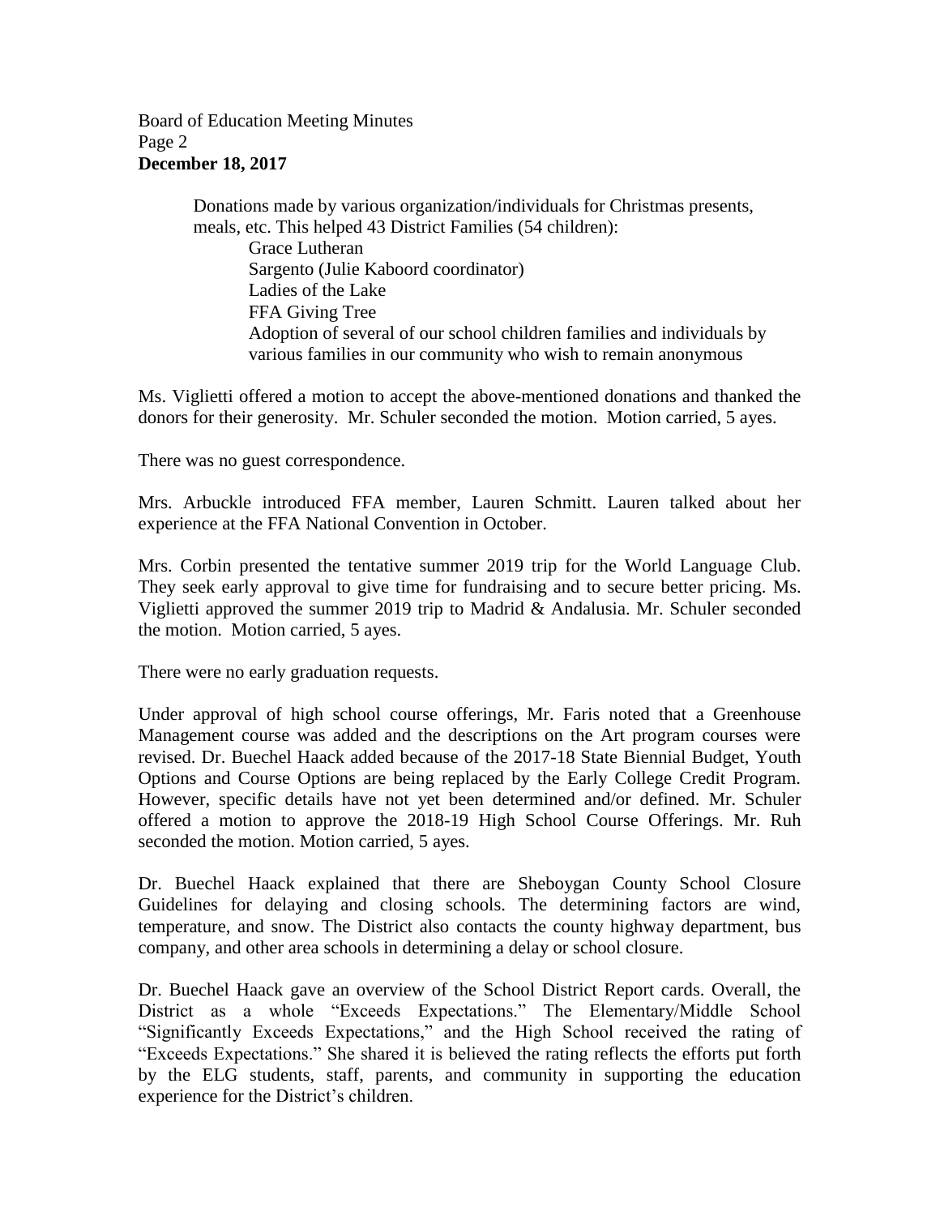Donations made by various organization/individuals for Christmas presents, meals, etc. This helped 43 District Families (54 children):

- Grace Lutheran
- Sargento (Julie Kaboord coordinator)
- Ladies of the Lake
- FFA Giving Tree
- Adoption of several of our school children families and individuals by various families in our community who wish to remain anonymous

Ms. Viglietti offered a motion to accept the above-mentioned donations and thanked the donors for their generosity. Mr. Schuler seconded the motion. Motion carried, 5 ayes.

There was no guest correspondence.

Mrs. Arbuckle introduced FFA member, Lauren Schmitt. Lauren talked about her experience at the FFA National Convention in October.

Mrs. Corbin presented the tentative summer 2019 trip for the World Language Club. They seek early approval to give time for fundraising and to secure better pricing. Ms. Viglietti approved the summer 2019 trip to Madrid & Andalusia. Mr. Schuler seconded the motion. Motion carried, 5 ayes.

There were no early graduation requests.

Under approval of high school course offerings, Mr. Faris noted that a Greenhouse Management course was added and the descriptions on the Art program courses were revised. Dr. Buechel Haack added because of the 2017-18 State Biennial Budget, Youth Options and Course Options are being replaced by the Early College Credit Program. However, specific details have not yet been determined and/or defined. Mr. Schuler offered a motion to approve the 2018-19 High School Course Offerings. Mr. Ruh seconded the motion. Motion carried, 5 ayes.

Dr. Buechel Haack explained that there are Sheboygan County School Closure Guidelines for delaying and closing schools. The determining factors are wind, temperature, and snow. The District also contacts the county highway department, bus company, and other area schools in determining a delay or school closure.

Dr. Buechel Haack gave an overview of the School District Report cards. Overall, the District as a whole "Exceeds Expectations." The Elementary/Middle School "Significantly Exceeds Expectations," and the High School received the rating of "Exceeds Expectations." She shared it is believed the rating reflects the efforts put forth by the ELG students, staff, parents, and community in supporting the education experience for the District's children.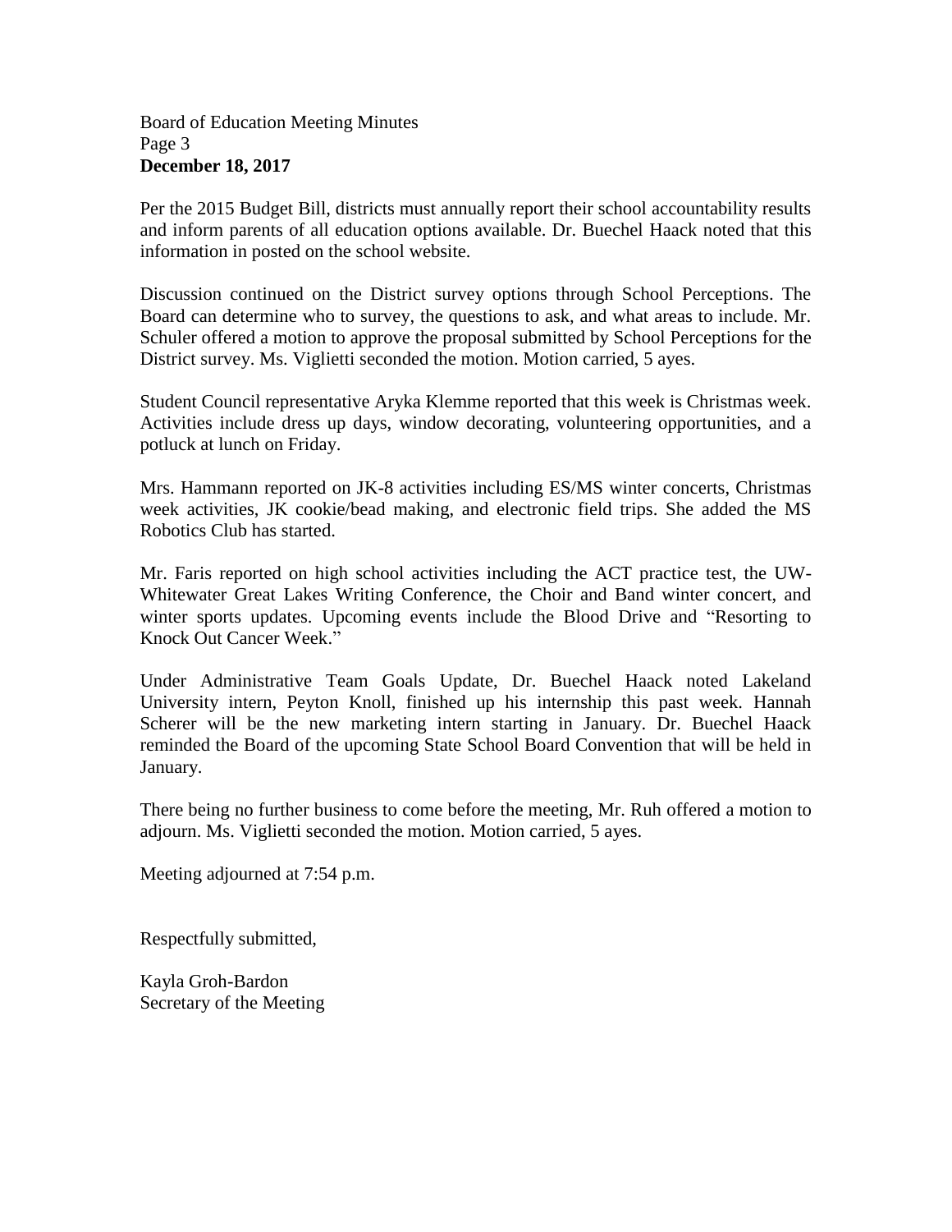Per the 2015 Budget Bill, districts must annually report their school accountability results and inform parents of all education options available. Dr. Buechel Haack noted that this information in posted on the school website.

Discussion continued on the District survey options through School Perceptions. The Board can determine who to survey, the questions to ask, and what areas to include. Mr. Schuler offered a motion to approve the proposal submitted by School Perceptions for the District survey. Ms. Viglietti seconded the motion. Motion carried, 5 ayes.

Student Council representative Aryka Klemme reported that this week is Christmas week. Activities include dress up days, window decorating, volunteering opportunities, and a potluck at lunch on Friday.

Mrs. Hammann reported on JK-8 activities including ES/MS winter concerts, Christmas week activities, JK cookie/bead making, and electronic field trips. She added the MS Robotics Club has started.

Mr. Faris reported on high school activities including the ACT practice test, the UW-Whitewater Great Lakes Writing Conference, the Choir and Band winter concert, and winter sports updates. Upcoming events include the Blood Drive and "Resorting to Knock Out Cancer Week."

Under Administrative Team Goals Update, Dr. Buechel Haack noted Lakeland University intern, Peyton Knoll, finished up his internship this past week. Hannah Scherer will be the new marketing intern starting in January. Dr. Buechel Haack reminded the Board of the upcoming State School Board Convention that will be held in January.

There being no further business to come before the meeting, Mr. Ruh offered a motion to adjourn. Ms. Viglietti seconded the motion. Motion carried, 5 ayes.

Meeting adjourned at 7:54 p.m.

Respectfully submitted,

Kayla Groh-Bardon  
Secretary of the Meeting